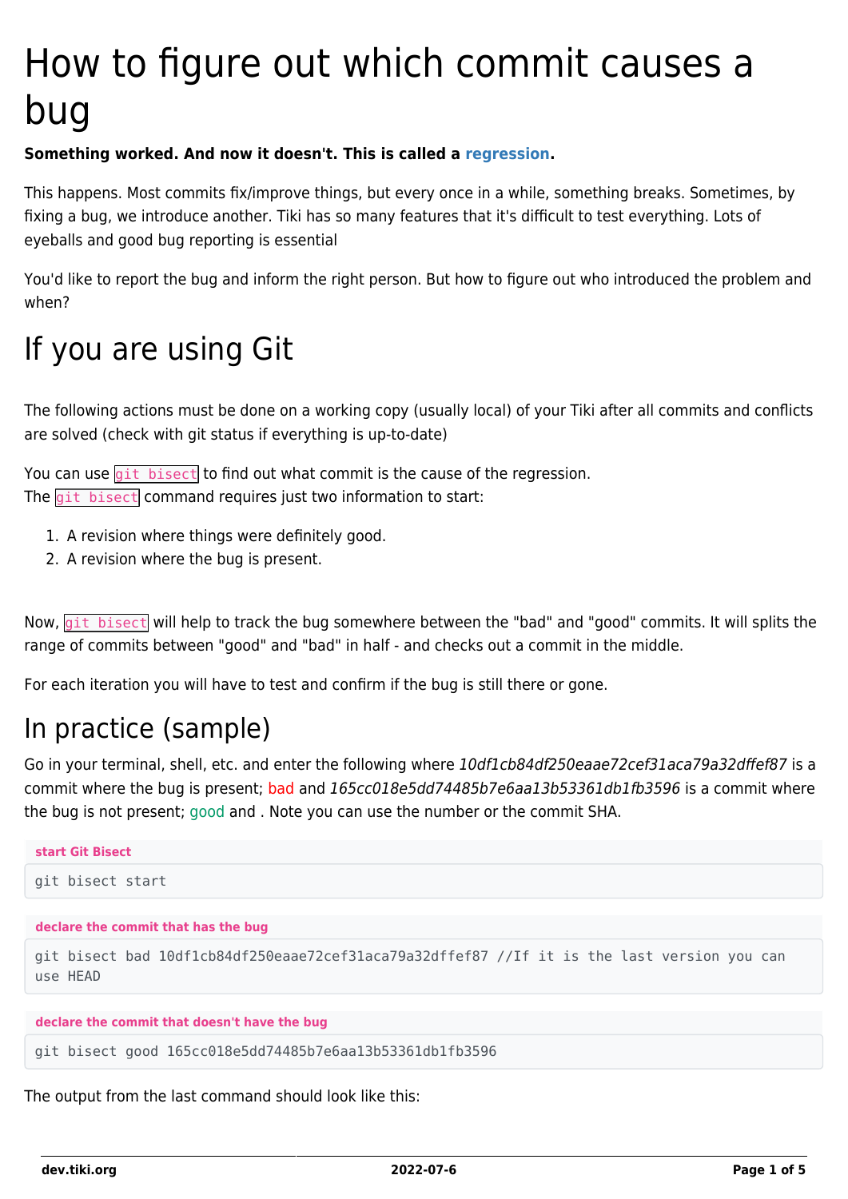# How to figure out which commit causes a bug

**Something worked. And now it doesn't. This is called a regression.**

This happens. Most commits fix/improve things, but every once in a while, something breaks. Sometimes, by fixing a bug, we introduce another. Tiki has so many features that it's difficult to test everything. Lots of eyeballs and good bug reporting is essential

You'd like to report the bug and inform the right person. But how to figure out who introduced the problem and when?

# If you are using Git

The following actions must be done on a working copy (usually local) of your Tiki after all commits and conflicts are solved (check with git status if everything is up-to-date)

You can use `git bisect` to find out what commit is the cause of the regression.
The `git bisect` command requires just two information to start:

1. A revision where things were definitely good.
2. A revision where the bug is present.

Now, `git bisect` will help to track the bug somewhere between the "bad" and "good" commits. It will splits the range of commits between "good" and "bad" in half - and checks out a commit in the middle.

For each iteration you will have to test and confirm if the bug is still there or gone.

## In practice (sample)

Go in your terminal, shell, etc. and enter the following where *10df1cb84df250eaae72cef31aca79a32dffef87* is a commit where the bug is present; bad and *165cc018e5dd74485b7e6aa13b53361db1fb3596* is a commit where the bug is not present; good and . Note you can use the number or the commit SHA.

**start Git Bisect**

```
git bisect start
```

**declare the commit that has the bug**

```
git bisect bad 10df1cb84df250eaae72cef31aca79a32dffef87 //If it is the last version you can use HEAD
```

**declare the commit that doesn't have the bug**

```
git bisect good 165cc018e5dd74485b7e6aa13b53361db1fb3596
```

The output from the last command should look like this: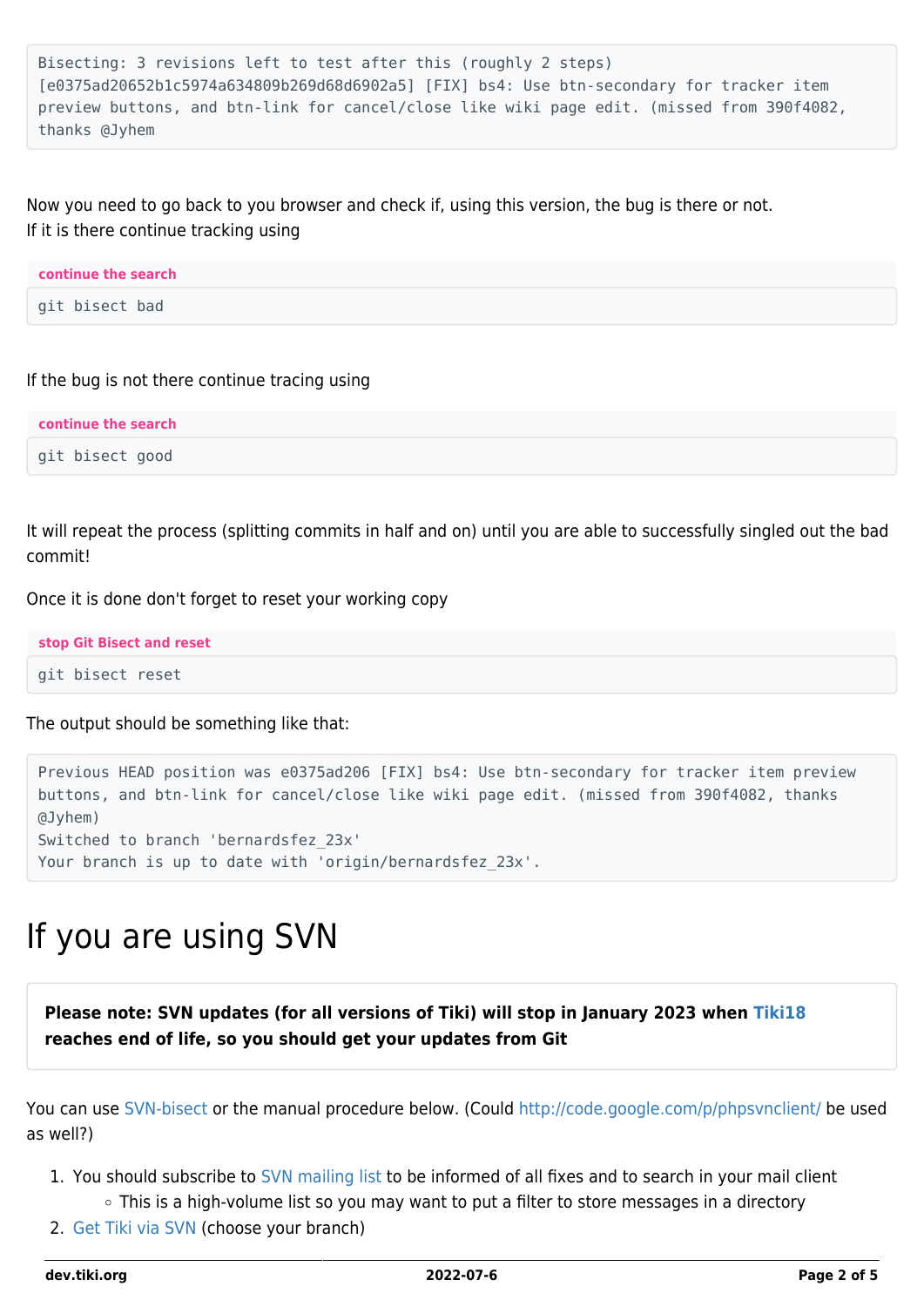```
Bisecting: 3 revisions left to test after this (roughly 2 steps)
[e0375ad20652b1c5974a634809b269d68d6902a5] [FIX] bs4: Use btn-secondary for tracker item
preview buttons, and btn-link for cancel/close like wiki page edit. (missed from 390f4082,
thanks @Jyhem
```

Now you need to go back to you browser and check if, using this version, the bug is there or not.
If it is there continue tracking using

**continue the search**

```
git bisect bad
```

If the bug is not there continue tracing using

**continue the search**

```
git bisect good
```

It will repeat the process (splitting commits in half and on) until you are able to successfully singled out the bad commit!

Once it is done don't forget to reset your working copy

**stop Git Bisect and reset**

```
git bisect reset
```

The output should be something like that:

```
Previous HEAD position was e0375ad206 [FIX] bs4: Use btn-secondary for tracker item preview
buttons, and btn-link for cancel/close like wiki page edit. (missed from 390f4082, thanks
@Jyhem)
Switched to branch 'bernardsfez_23x'
Your branch is up to date with 'origin/bernardsfez_23x'.
```

# If you are using SVN

**Please note: SVN updates (for all versions of Tiki) will stop in January 2023 when Tiki18 reaches end of life, so you should get your updates from Git**

You can use SVN-bisect or the manual procedure below. (Could http://code.google.com/p/phpsvnclient/ be used as well?)

1. You should subscribe to SVN mailing list to be informed of all fixes and to search in your mail client
   - This is a high-volume list so you may want to put a filter to store messages in a directory
2. Get Tiki via SVN (choose your branch)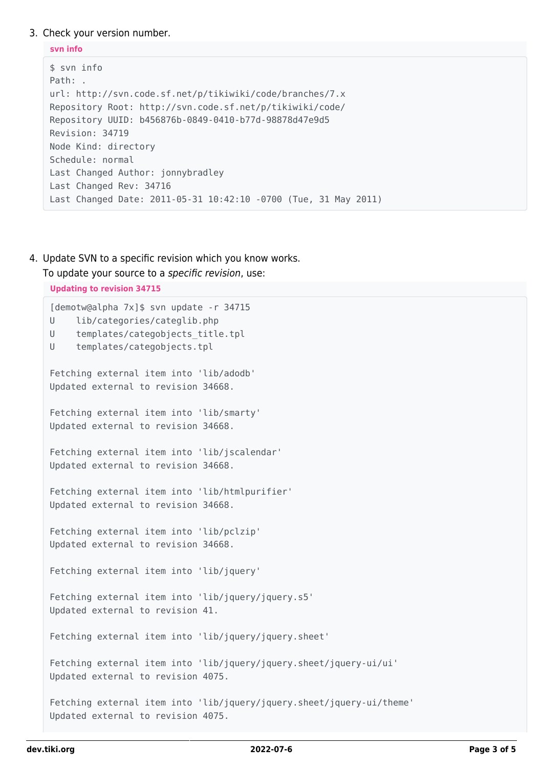3. Check your version number.

**svn info**

```
$ svn info
Path: .
url: http://svn.code.sf.net/p/tikiwiki/code/branches/7.x
Repository Root: http://svn.code.sf.net/p/tikiwiki/code/
Repository UUID: b456876b-0849-0410-b77d-98878d47e9d5
Revision: 34719
Node Kind: directory
Schedule: normal
Last Changed Author: jonnybradley
Last Changed Rev: 34716
Last Changed Date: 2011-05-31 10:42:10 -0700 (Tue, 31 May 2011)
```

4. Update SVN to a specific revision which you know works.
   To update your source to a *specific revision*, use:

**Updating to revision 34715**

```
[demotw@alpha 7x]$ svn update -r 34715
U    lib/categories/categlib.php
U    templates/categobjects_title.tpl
U    templates/categobjects.tpl

Fetching external item into 'lib/adodb'
Updated external to revision 34668.

Fetching external item into 'lib/smarty'
Updated external to revision 34668.

Fetching external item into 'lib/jscalendar'
Updated external to revision 34668.

Fetching external item into 'lib/htmlpurifier'
Updated external to revision 34668.

Fetching external item into 'lib/pclzip'
Updated external to revision 34668.

Fetching external item into 'lib/jquery'

Fetching external item into 'lib/jquery/jquery.s5'
Updated external to revision 41.

Fetching external item into 'lib/jquery/jquery.sheet'

Fetching external item into 'lib/jquery/jquery.sheet/jquery-ui/ui'
Updated external to revision 4075.

Fetching external item into 'lib/jquery/jquery.sheet/jquery-ui/theme'
Updated external to revision 4075.
```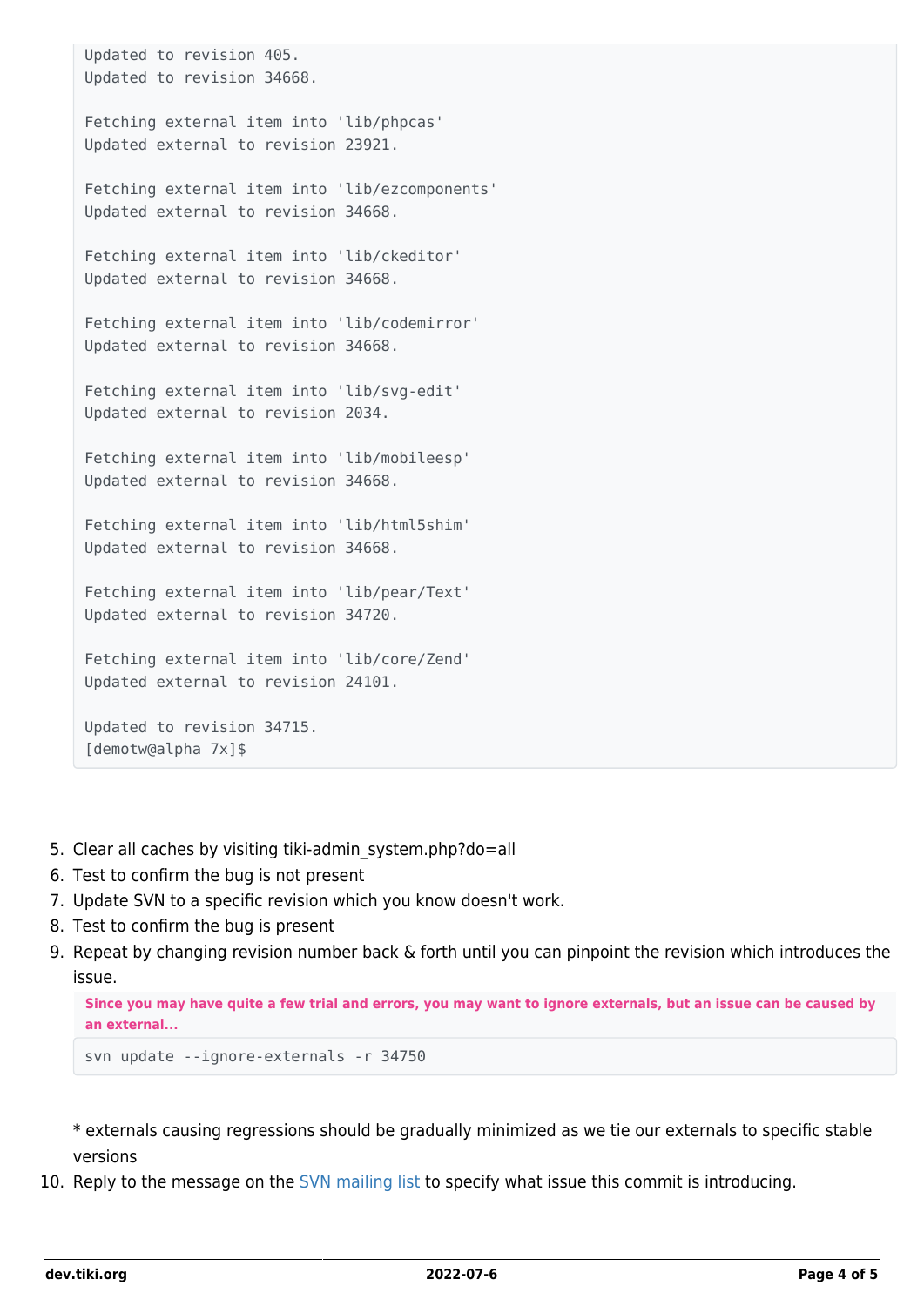```
Updated to revision 405.
Updated to revision 34668.

Fetching external item into 'lib/phpcas'
Updated external to revision 23921.

Fetching external item into 'lib/ezcomponents'
Updated external to revision 34668.

Fetching external item into 'lib/ckeditor'
Updated external to revision 34668.

Fetching external item into 'lib/codemirror'
Updated external to revision 34668.

Fetching external item into 'lib/svg-edit'
Updated external to revision 2034.

Fetching external item into 'lib/mobileesp'
Updated external to revision 34668.

Fetching external item into 'lib/html5shim'
Updated external to revision 34668.

Fetching external item into 'lib/pear/Text'
Updated external to revision 34720.

Fetching external item into 'lib/core/Zend'
Updated external to revision 24101.

Updated to revision 34715.
[demotw@alpha 7x]$
```

5. Clear all caches by visiting tiki-admin_system.php?do=all
6. Test to confirm the bug is not present
7. Update SVN to a specific revision which you know doesn't work.
8. Test to confirm the bug is present
9. Repeat by changing revision number back & forth until you can pinpoint the revision which introduces the issue.

   **Since you may have quite a few trial and errors, you may want to ignore externals, but an issue can be caused by an external...**

   ```
   svn update --ignore-externals -r 34750
   ```

   * externals causing regressions should be gradually minimized as we tie our externals to specific stable versions
10. Reply to the message on the SVN mailing list to specify what issue this commit is introducing.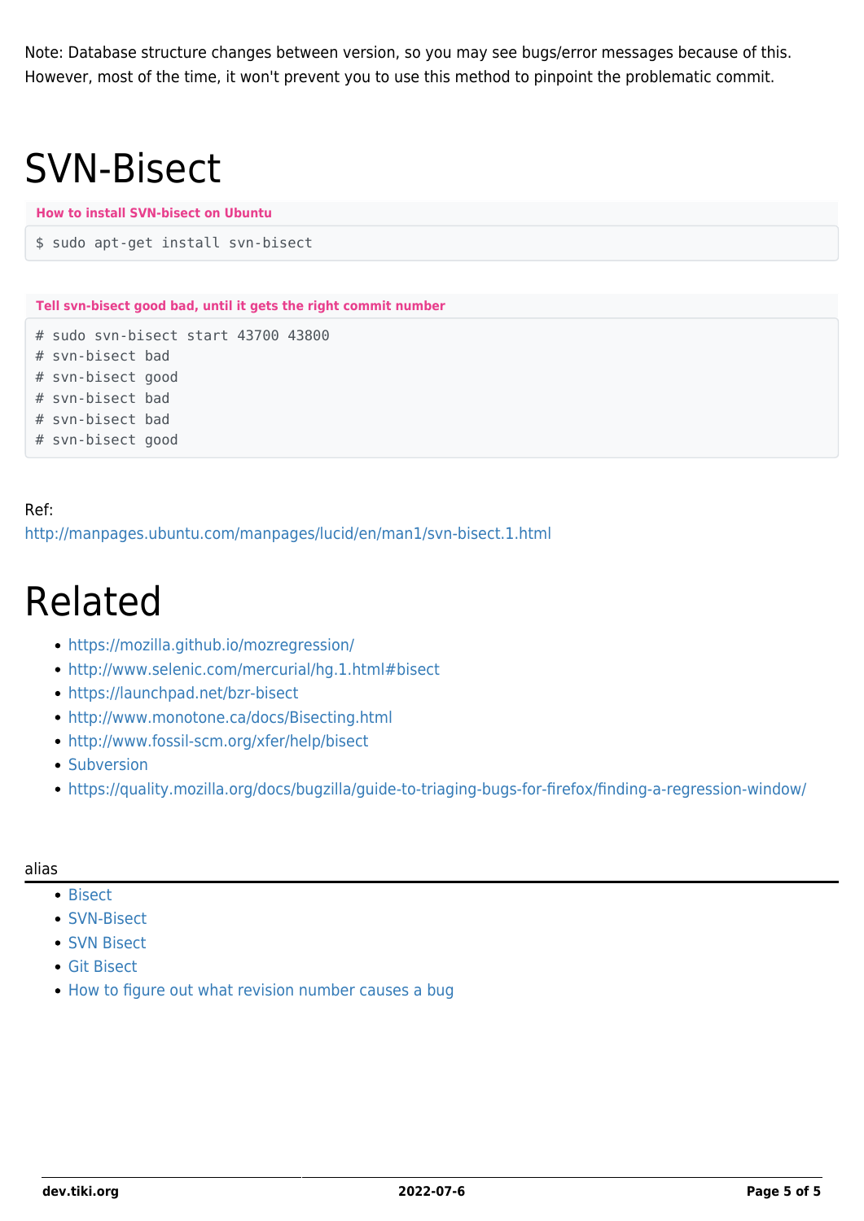Note: Database structure changes between version, so you may see bugs/error messages because of this. However, most of the time, it won't prevent you to use this method to pinpoint the problematic commit.

# SVN-Bisect

**How to install SVN-bisect on Ubuntu**

```
$ sudo apt-get install svn-bisect
```

**Tell svn-bisect good bad, until it gets the right commit number**

```
# sudo svn-bisect start 43700 43800
# svn-bisect bad
# svn-bisect good
# svn-bisect bad
# svn-bisect bad
# svn-bisect good
```

Ref:
http://manpages.ubuntu.com/manpages/lucid/en/man1/svn-bisect.1.html

# Related

- https://mozilla.github.io/mozregression/
- http://www.selenic.com/mercurial/hg.1.html#bisect
- https://launchpad.net/bzr-bisect
- http://www.monotone.ca/docs/Bisecting.html
- http://www.fossil-scm.org/xfer/help/bisect
- Subversion
- https://quality.mozilla.org/docs/bugzilla/guide-to-triaging-bugs-for-firefox/finding-a-regression-window/

alias

- Bisect
- SVN-Bisect
- SVN Bisect
- Git Bisect
- How to figure out what revision number causes a bug